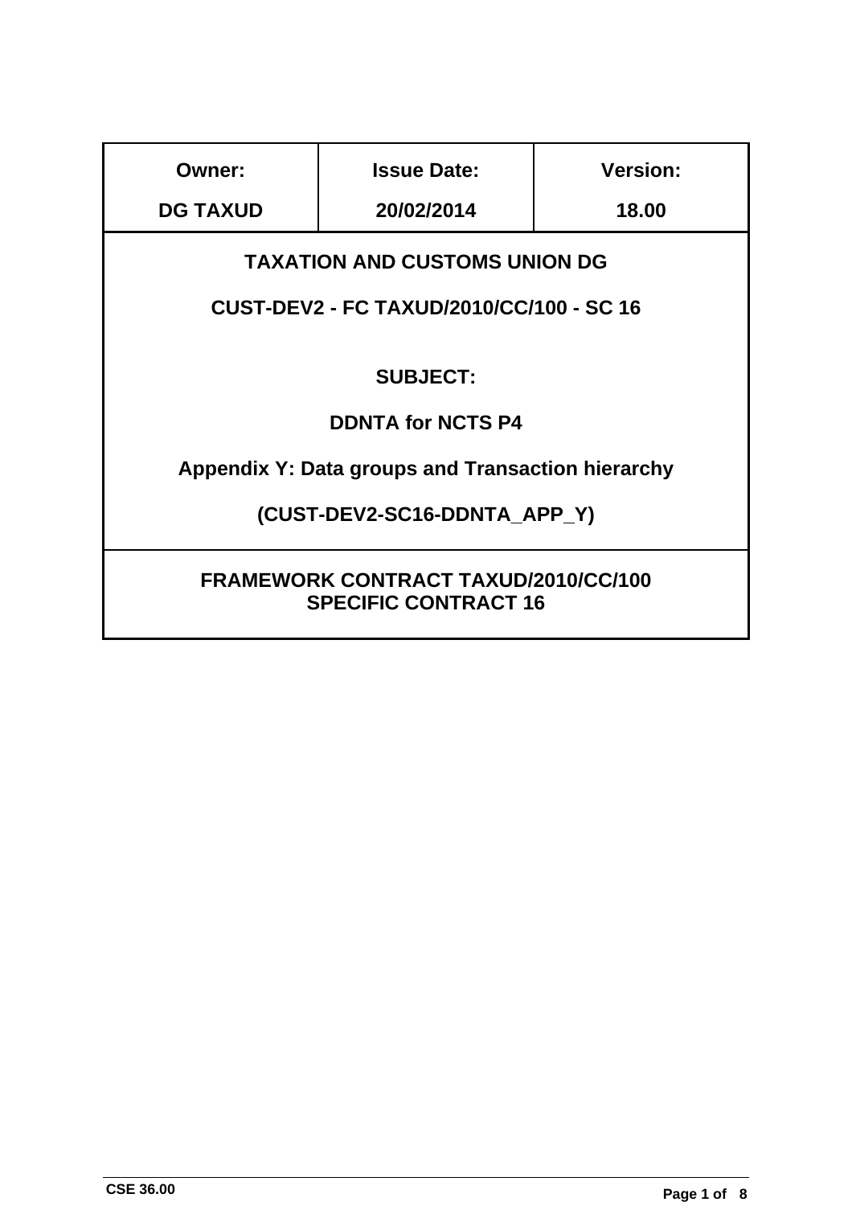| Owner: | Issue Date: | Version: |
|---|---|---|
| **DG TAXUD** | **20/02/2014** | **18.00** |

**TAXATION AND CUSTOMS UNION DG**

**CUST-DEV2 - FC TAXUD/2010/CC/100 - SC 16**

**SUBJECT:**

**DDNTA for NCTS P4**

**Appendix Y: Data groups and Transaction hierarchy**

**(CUST-DEV2-SC16-DDNTA_APP_Y)**

**FRAMEWORK CONTRACT TAXUD/2010/CC/100**
**SPECIFIC CONTRACT 16**

CSE 36.00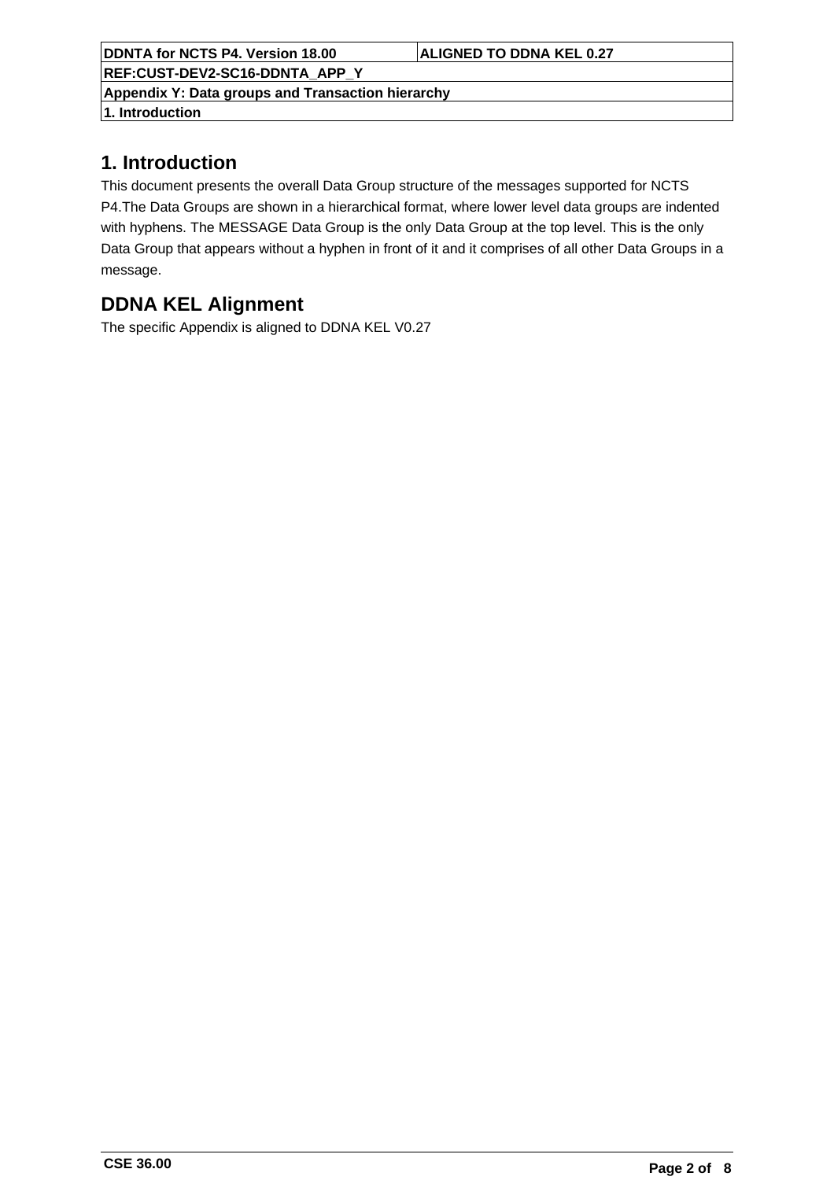# 1. Introduction

This document presents the overall Data Group structure of the messages supported for NCTS P4.The Data Groups are shown in a hierarchical format, where lower level data groups are indented with hyphens. The MESSAGE Data Group is the only Data Group at the top level. This is the only Data Group that appears without a hyphen in front of it and it comprises of all other Data Groups in a message.

## DDNA KEL Alignment

The specific Appendix is aligned to DDNA KEL V0.27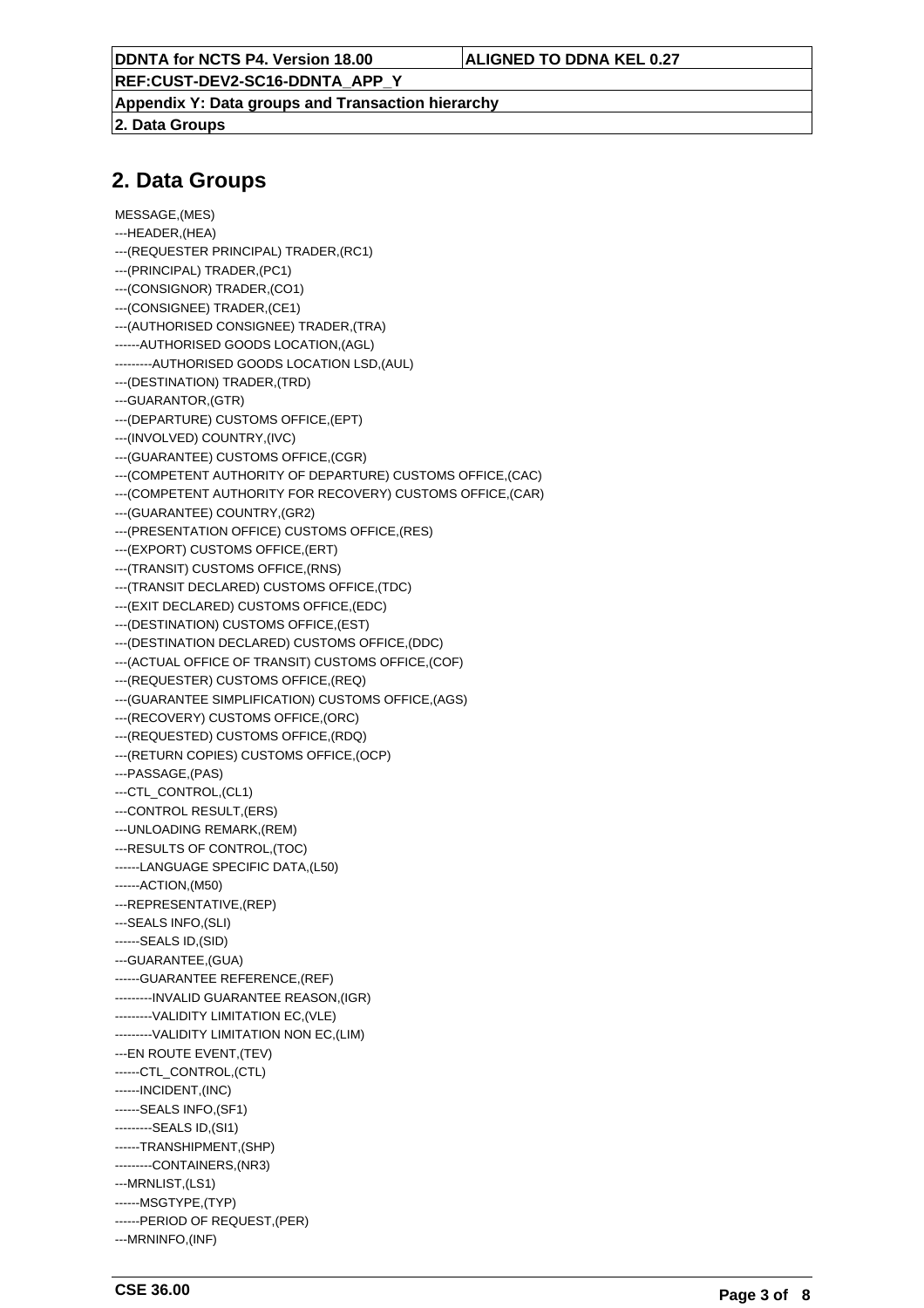## 2. Data Groups

MESSAGE,(MES)
---HEADER,(HEA)
---(REQUESTER PRINCIPAL) TRADER,(RC1)
---(PRINCIPAL) TRADER,(PC1)
---(CONSIGNOR) TRADER,(CO1)
---(CONSIGNEE) TRADER,(CE1)
---(AUTHORISED CONSIGNEE) TRADER,(TRA)
------AUTHORISED GOODS LOCATION,(AGL)
---------AUTHORISED GOODS LOCATION LSD,(AUL)
---(DESTINATION) TRADER,(TRD)
---GUARANTOR,(GTR)
---(DEPARTURE) CUSTOMS OFFICE,(EPT)
---(INVOLVED) COUNTRY,(IVC)
---(GUARANTEE) CUSTOMS OFFICE,(CGR)
---(COMPETENT AUTHORITY OF DEPARTURE) CUSTOMS OFFICE,(CAC)
---(COMPETENT AUTHORITY FOR RECOVERY) CUSTOMS OFFICE,(CAR)
---(GUARANTEE) COUNTRY,(GR2)
---(PRESENTATION OFFICE) CUSTOMS OFFICE,(RES)
---(EXPORT) CUSTOMS OFFICE,(ERT)
---(TRANSIT) CUSTOMS OFFICE,(RNS)
---(TRANSIT DECLARED) CUSTOMS OFFICE,(TDC)
---(EXIT DECLARED) CUSTOMS OFFICE,(EDC)
---(DESTINATION) CUSTOMS OFFICE,(EST)
---(DESTINATION DECLARED) CUSTOMS OFFICE,(DDC)
---(ACTUAL OFFICE OF TRANSIT) CUSTOMS OFFICE,(COF)
---(REQUESTER) CUSTOMS OFFICE,(REQ)
---(GUARANTEE SIMPLIFICATION) CUSTOMS OFFICE,(AGS)
---(RECOVERY) CUSTOMS OFFICE,(ORC)
---(REQUESTED) CUSTOMS OFFICE,(RDQ)
---(RETURN COPIES) CUSTOMS OFFICE,(OCP)
---PASSAGE,(PAS)
---CTL_CONTROL,(CL1)
---CONTROL RESULT,(ERS)
---UNLOADING REMARK,(REM)
---RESULTS OF CONTROL,(TOC)
------LANGUAGE SPECIFIC DATA,(L50)
------ACTION,(M50)
---REPRESENTATIVE,(REP)
---SEALS INFO,(SLI)
------SEALS ID,(SID)
---GUARANTEE,(GUA)
------GUARANTEE REFERENCE,(REF)
---------INVALID GUARANTEE REASON,(IGR)
---------VALIDITY LIMITATION EC,(VLE)
---------VALIDITY LIMITATION NON EC,(LIM)
---EN ROUTE EVENT,(TEV)
------CTL_CONTROL,(CTL)
------INCIDENT,(INC)
------SEALS INFO,(SF1)
---------SEALS ID,(SI1)
------TRANSHIPMENT,(SHP)
---------CONTAINERS,(NR3)
---MRNLIST,(LS1)
------MSGTYPE,(TYP)
------PERIOD OF REQUEST,(PER)
---MRNINFO,(INF)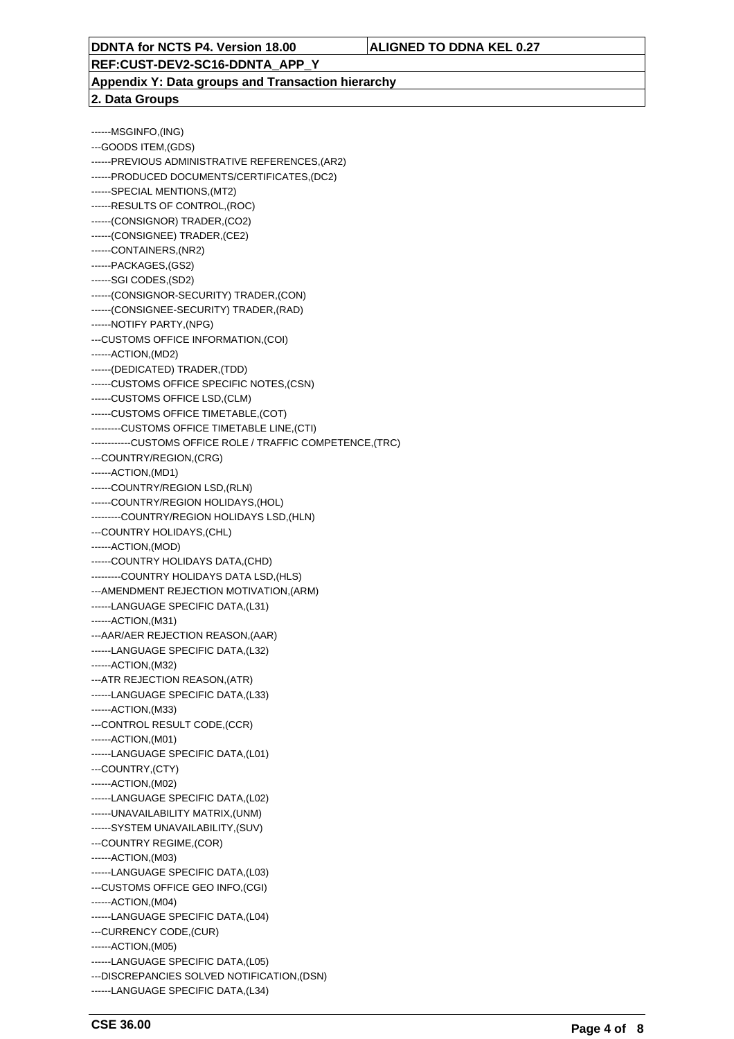------MSGINFO,(ING)
---GOODS ITEM,(GDS)
------PREVIOUS ADMINISTRATIVE REFERENCES,(AR2)
------PRODUCED DOCUMENTS/CERTIFICATES,(DC2)
------SPECIAL MENTIONS,(MT2)
------RESULTS OF CONTROL,(ROC)
------(CONSIGNOR) TRADER,(CO2)
------(CONSIGNEE) TRADER,(CE2)
------CONTAINERS,(NR2)
------PACKAGES,(GS2)
------SGI CODES,(SD2)
------(CONSIGNOR-SECURITY) TRADER,(CON)
------(CONSIGNEE-SECURITY) TRADER,(RAD)
------NOTIFY PARTY,(NPG)
---CUSTOMS OFFICE INFORMATION,(COI)
------ACTION,(MD2)
------(DEDICATED) TRADER,(TDD)
------CUSTOMS OFFICE SPECIFIC NOTES,(CSN)
------CUSTOMS OFFICE LSD,(CLM)
------CUSTOMS OFFICE TIMETABLE,(COT)
---------CUSTOMS OFFICE TIMETABLE LINE,(CTI)
------------CUSTOMS OFFICE ROLE / TRAFFIC COMPETENCE,(TRC)
---COUNTRY/REGION,(CRG)
------ACTION,(MD1)
------COUNTRY/REGION LSD,(RLN)
------COUNTRY/REGION HOLIDAYS,(HOL)
---------COUNTRY/REGION HOLIDAYS LSD,(HLN)
---COUNTRY HOLIDAYS,(CHL)
------ACTION,(MOD)
------COUNTRY HOLIDAYS DATA,(CHD)
---------COUNTRY HOLIDAYS DATA LSD,(HLS)
---AMENDMENT REJECTION MOTIVATION,(ARM)
------LANGUAGE SPECIFIC DATA,(L31)
------ACTION,(M31)
---AAR/AER REJECTION REASON,(AAR)
------LANGUAGE SPECIFIC DATA,(L32)
------ACTION,(M32)
---ATR REJECTION REASON,(ATR)
------LANGUAGE SPECIFIC DATA,(L33)
------ACTION,(M33)
---CONTROL RESULT CODE,(CCR)
------ACTION,(M01)
------LANGUAGE SPECIFIC DATA,(L01)
---COUNTRY,(CTY)
------ACTION,(M02)
------LANGUAGE SPECIFIC DATA,(L02)
------UNAVAILABILITY MATRIX,(UNM)
------SYSTEM UNAVAILABILITY,(SUV)
---COUNTRY REGIME,(COR)
------ACTION,(M03)
------LANGUAGE SPECIFIC DATA,(L03)
---CUSTOMS OFFICE GEO INFO,(CGI)
------ACTION,(M04)
------LANGUAGE SPECIFIC DATA,(L04)
---CURRENCY CODE,(CUR)
------ACTION,(M05)
------LANGUAGE SPECIFIC DATA,(L05)
---DISCREPANCIES SOLVED NOTIFICATION,(DSN)
------LANGUAGE SPECIFIC DATA,(L34)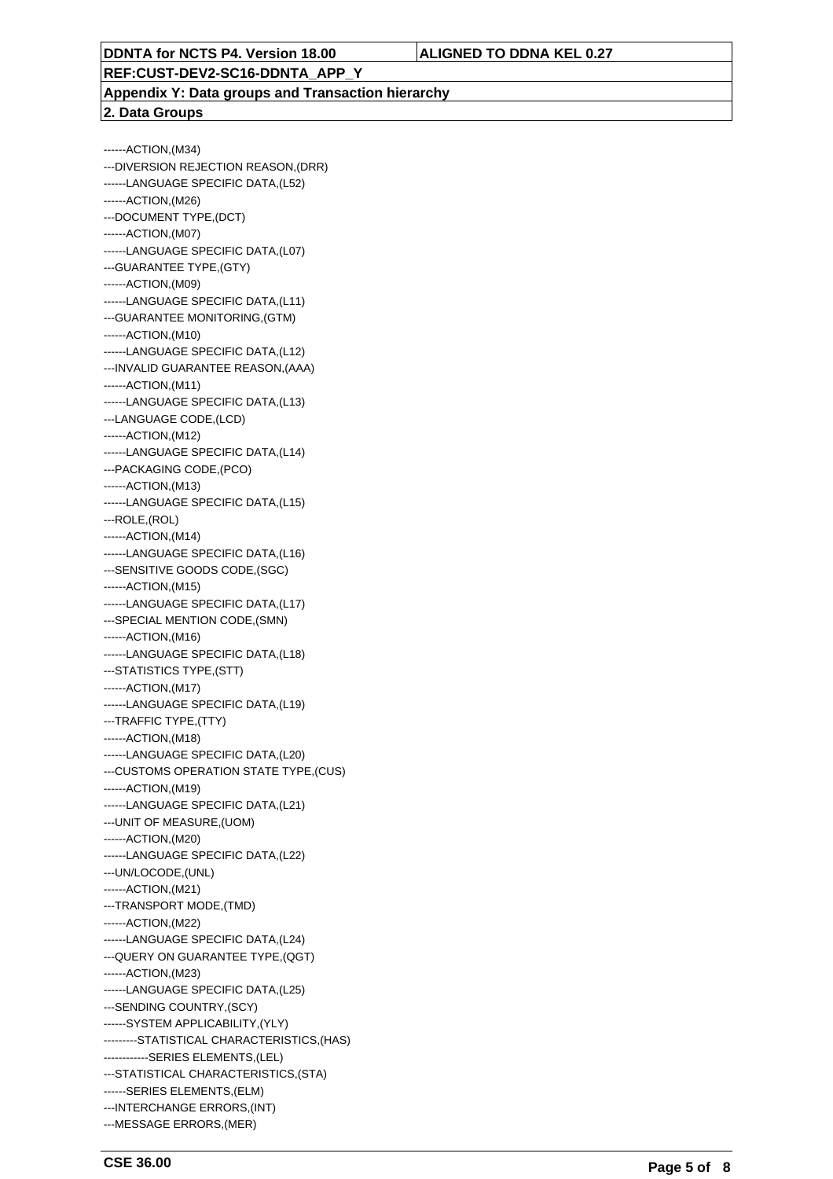------ACTION,(M34)

---DIVERSION REJECTION REASON,(DRR)

------LANGUAGE SPECIFIC DATA,(L52)

------ACTION,(M26)

---DOCUMENT TYPE,(DCT)

------ACTION,(M07)

------LANGUAGE SPECIFIC DATA,(L07)

---GUARANTEE TYPE,(GTY)

------ACTION,(M09)

------LANGUAGE SPECIFIC DATA,(L11)

---GUARANTEE MONITORING,(GTM)

------ACTION,(M10)

------LANGUAGE SPECIFIC DATA,(L12)

---INVALID GUARANTEE REASON,(AAA)

------ACTION,(M11)

------LANGUAGE SPECIFIC DATA,(L13)

---LANGUAGE CODE,(LCD)

------ACTION,(M12)

------LANGUAGE SPECIFIC DATA,(L14)

---PACKAGING CODE,(PCO)

------ACTION,(M13)

------LANGUAGE SPECIFIC DATA,(L15)

---ROLE,(ROL)

------ACTION,(M14)

------LANGUAGE SPECIFIC DATA,(L16)

---SENSITIVE GOODS CODE,(SGC)

------ACTION,(M15)

------LANGUAGE SPECIFIC DATA,(L17)

---SPECIAL MENTION CODE,(SMN)

------ACTION,(M16)

------LANGUAGE SPECIFIC DATA,(L18)

---STATISTICS TYPE,(STT)

------ACTION,(M17)

------LANGUAGE SPECIFIC DATA,(L19)

---TRAFFIC TYPE,(TTY)

------ACTION,(M18)

------LANGUAGE SPECIFIC DATA,(L20)

---CUSTOMS OPERATION STATE TYPE,(CUS)

------ACTION,(M19)

------LANGUAGE SPECIFIC DATA,(L21)

---UNIT OF MEASURE,(UOM)

------ACTION,(M20)

------LANGUAGE SPECIFIC DATA,(L22)

---UN/LOCODE,(UNL)

------ACTION,(M21)

---TRANSPORT MODE,(TMD)

------ACTION,(M22)

------LANGUAGE SPECIFIC DATA,(L24)

---QUERY ON GUARANTEE TYPE,(QGT)

------ACTION,(M23)

------LANGUAGE SPECIFIC DATA,(L25)

---SENDING COUNTRY,(SCY)

------SYSTEM APPLICABILITY,(YLY)

---------STATISTICAL CHARACTERISTICS,(HAS)

------------SERIES ELEMENTS,(LEL)

---STATISTICAL CHARACTERISTICS,(STA)

------SERIES ELEMENTS,(ELM)

---INTERCHANGE ERRORS,(INT)

---MESSAGE ERRORS,(MER)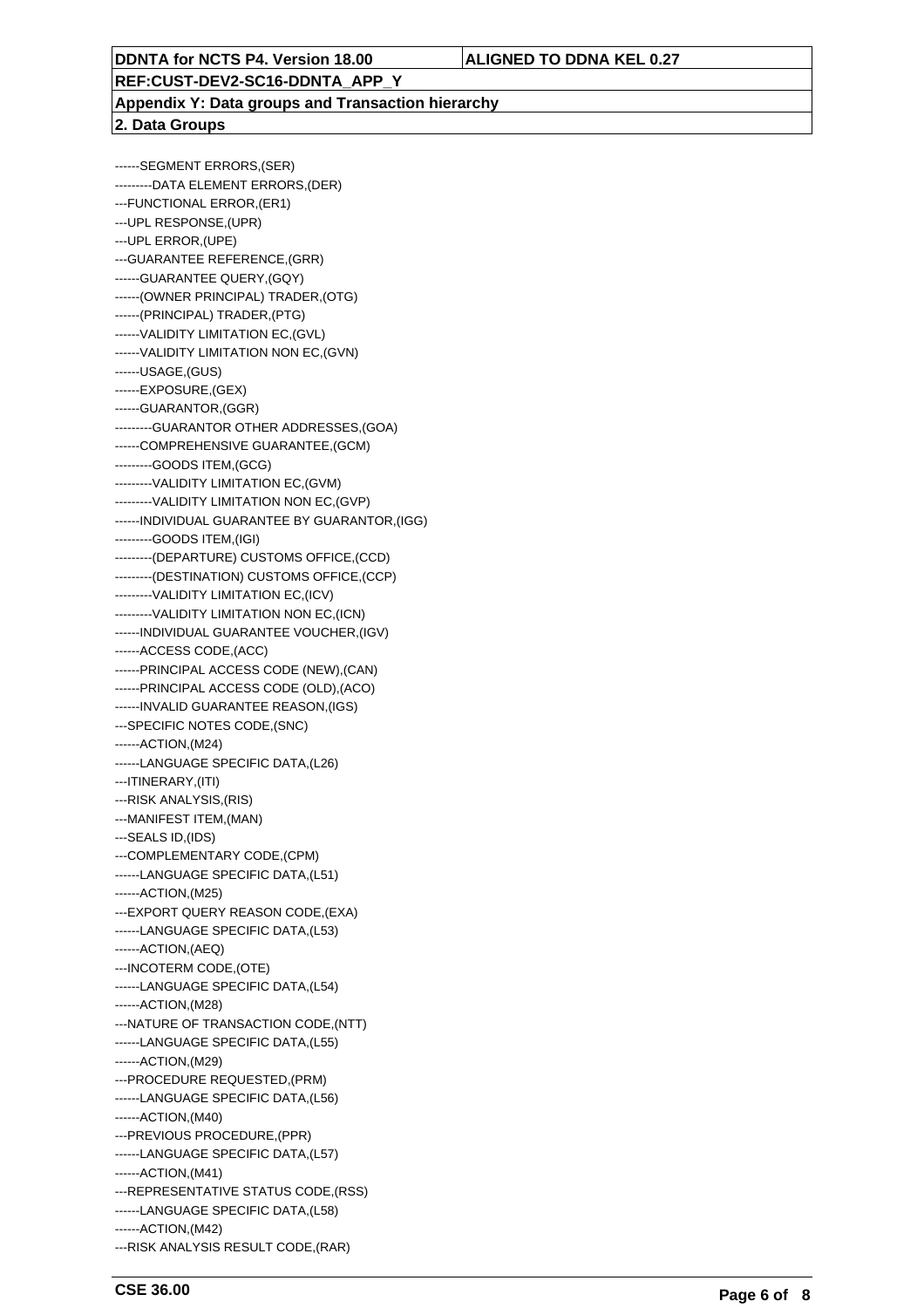| DDNTA for NCTS P4. Version 18.00 | ALIGNED TO DDNA KEL 0.27 |
|---|---|
| REF:CUST-DEV2-SC16-DDNTA_APP_Y | |
| Appendix Y: Data groups and Transaction hierarchy | |
| 2. Data Groups | |

------SEGMENT ERRORS,(SER)
---------DATA ELEMENT ERRORS,(DER)
---FUNCTIONAL ERROR,(ER1)
---UPL RESPONSE,(UPR)
---UPL ERROR,(UPE)
---GUARANTEE REFERENCE,(GRR)
------GUARANTEE QUERY,(GQY)
------(OWNER PRINCIPAL) TRADER,(OTG)
------(PRINCIPAL) TRADER,(PTG)
------VALIDITY LIMITATION EC,(GVL)
------VALIDITY LIMITATION NON EC,(GVN)
------USAGE,(GUS)
------EXPOSURE,(GEX)
------GUARANTOR,(GGR)
---------GUARANTOR OTHER ADDRESSES,(GOA)
------COMPREHENSIVE GUARANTEE,(GCM)
---------GOODS ITEM,(GCG)
---------VALIDITY LIMITATION EC,(GVM)
---------VALIDITY LIMITATION NON EC,(GVP)
------INDIVIDUAL GUARANTEE BY GUARANTOR,(IGG)
---------GOODS ITEM,(IGI)
---------(DEPARTURE) CUSTOMS OFFICE,(CCD)
---------(DESTINATION) CUSTOMS OFFICE,(CCP)
---------VALIDITY LIMITATION EC,(ICV)
---------VALIDITY LIMITATION NON EC,(ICN)
------INDIVIDUAL GUARANTEE VOUCHER,(IGV)
------ACCESS CODE,(ACC)
------PRINCIPAL ACCESS CODE (NEW),(CAN)
------PRINCIPAL ACCESS CODE (OLD),(ACO)
------INVALID GUARANTEE REASON,(IGS)
---SPECIFIC NOTES CODE,(SNC)
------ACTION,(M24)
------LANGUAGE SPECIFIC DATA,(L26)
---ITINERARY,(ITI)
---RISK ANALYSIS,(RIS)
---MANIFEST ITEM,(MAN)
---SEALS ID,(IDS)
---COMPLEMENTARY CODE,(CPM)
------LANGUAGE SPECIFIC DATA,(L51)
------ACTION,(M25)
---EXPORT QUERY REASON CODE,(EXA)
------LANGUAGE SPECIFIC DATA,(L53)
------ACTION,(AEQ)
---INCOTERM CODE,(OTE)
------LANGUAGE SPECIFIC DATA,(L54)
------ACTION,(M28)
---NATURE OF TRANSACTION CODE,(NTT)
------LANGUAGE SPECIFIC DATA,(L55)
------ACTION,(M29)
---PROCEDURE REQUESTED,(PRM)
------LANGUAGE SPECIFIC DATA,(L56)
------ACTION,(M40)
---PREVIOUS PROCEDURE,(PPR)
------LANGUAGE SPECIFIC DATA,(L57)
------ACTION,(M41)
---REPRESENTATIVE STATUS CODE,(RSS)
------LANGUAGE SPECIFIC DATA,(L58)
------ACTION,(M42)
---RISK ANALYSIS RESULT CODE,(RAR)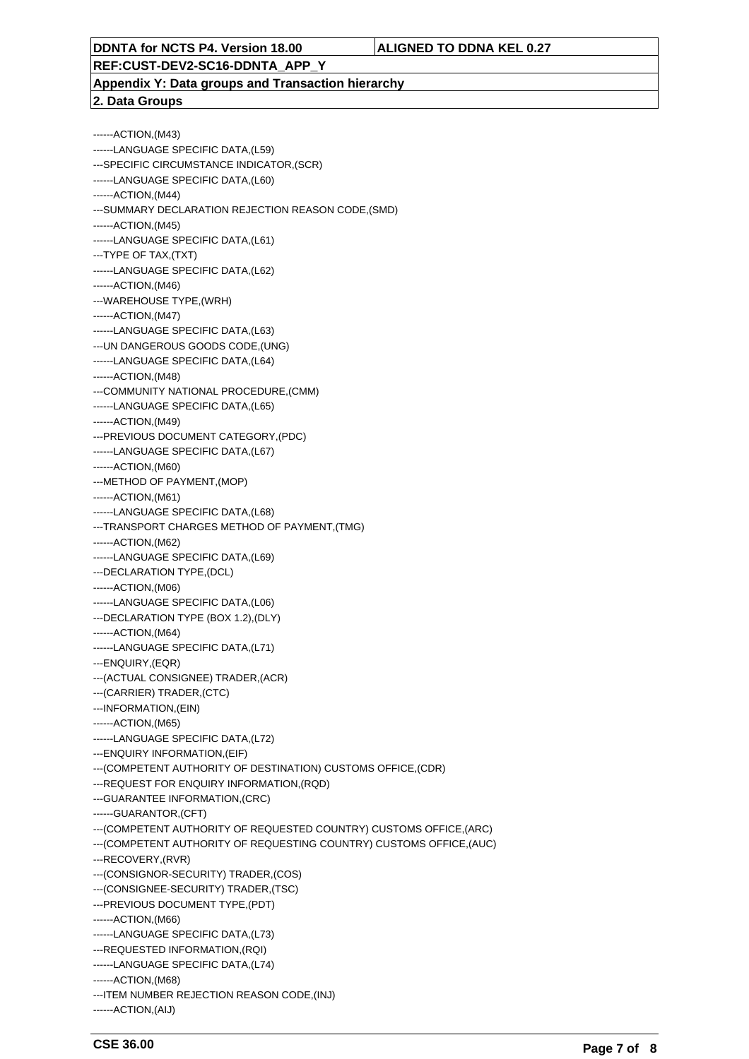| DDNTA for NCTS P4. Version 18.00 | ALIGNED TO DDNA KEL 0.27 |
|---|---|
| REF:CUST-DEV2-SC16-DDNTA_APP_Y | |
| Appendix Y: Data groups and Transaction hierarchy | |
| 2. Data Groups | |

------ACTION,(M43)
------LANGUAGE SPECIFIC DATA,(L59)
---SPECIFIC CIRCUMSTANCE INDICATOR,(SCR)
------LANGUAGE SPECIFIC DATA,(L60)
------ACTION,(M44)
---SUMMARY DECLARATION REJECTION REASON CODE,(SMD)
------ACTION,(M45)
------LANGUAGE SPECIFIC DATA,(L61)
---TYPE OF TAX,(TXT)
------LANGUAGE SPECIFIC DATA,(L62)
------ACTION,(M46)
---WAREHOUSE TYPE,(WRH)
------ACTION,(M47)
------LANGUAGE SPECIFIC DATA,(L63)
---UN DANGEROUS GOODS CODE,(UNG)
------LANGUAGE SPECIFIC DATA,(L64)
------ACTION,(M48)
---COMMUNITY NATIONAL PROCEDURE,(CMM)
------LANGUAGE SPECIFIC DATA,(L65)
------ACTION,(M49)
---PREVIOUS DOCUMENT CATEGORY,(PDC)
------LANGUAGE SPECIFIC DATA,(L67)
------ACTION,(M60)
---METHOD OF PAYMENT,(MOP)
------ACTION,(M61)
------LANGUAGE SPECIFIC DATA,(L68)
---TRANSPORT CHARGES METHOD OF PAYMENT,(TMG)
------ACTION,(M62)
------LANGUAGE SPECIFIC DATA,(L69)
---DECLARATION TYPE,(DCL)
------ACTION,(M06)
------LANGUAGE SPECIFIC DATA,(L06)
---DECLARATION TYPE (BOX 1.2),(DLY)
------ACTION,(M64)
------LANGUAGE SPECIFIC DATA,(L71)
---ENQUIRY,(EQR)
---(ACTUAL CONSIGNEE) TRADER,(ACR)
---(CARRIER) TRADER,(CTC)
---INFORMATION,(EIN)
------ACTION,(M65)
------LANGUAGE SPECIFIC DATA,(L72)
---ENQUIRY INFORMATION,(EIF)
---(COMPETENT AUTHORITY OF DESTINATION) CUSTOMS OFFICE,(CDR)
---REQUEST FOR ENQUIRY INFORMATION,(RQD)
---GUARANTEE INFORMATION,(CRC)
------GUARANTOR,(CFT)
---(COMPETENT AUTHORITY OF REQUESTED COUNTRY) CUSTOMS OFFICE,(ARC)
---(COMPETENT AUTHORITY OF REQUESTING COUNTRY) CUSTOMS OFFICE,(AUC)
---RECOVERY,(RVR)
---(CONSIGNOR-SECURITY) TRADER,(COS)
---(CONSIGNEE-SECURITY) TRADER,(TSC)
---PREVIOUS DOCUMENT TYPE,(PDT)
------ACTION,(M66)
------LANGUAGE SPECIFIC DATA,(L73)
---REQUESTED INFORMATION,(RQI)
------LANGUAGE SPECIFIC DATA,(L74)
------ACTION,(M68)
---ITEM NUMBER REJECTION REASON CODE,(INJ)
------ACTION,(AIJ)

CSE 36.00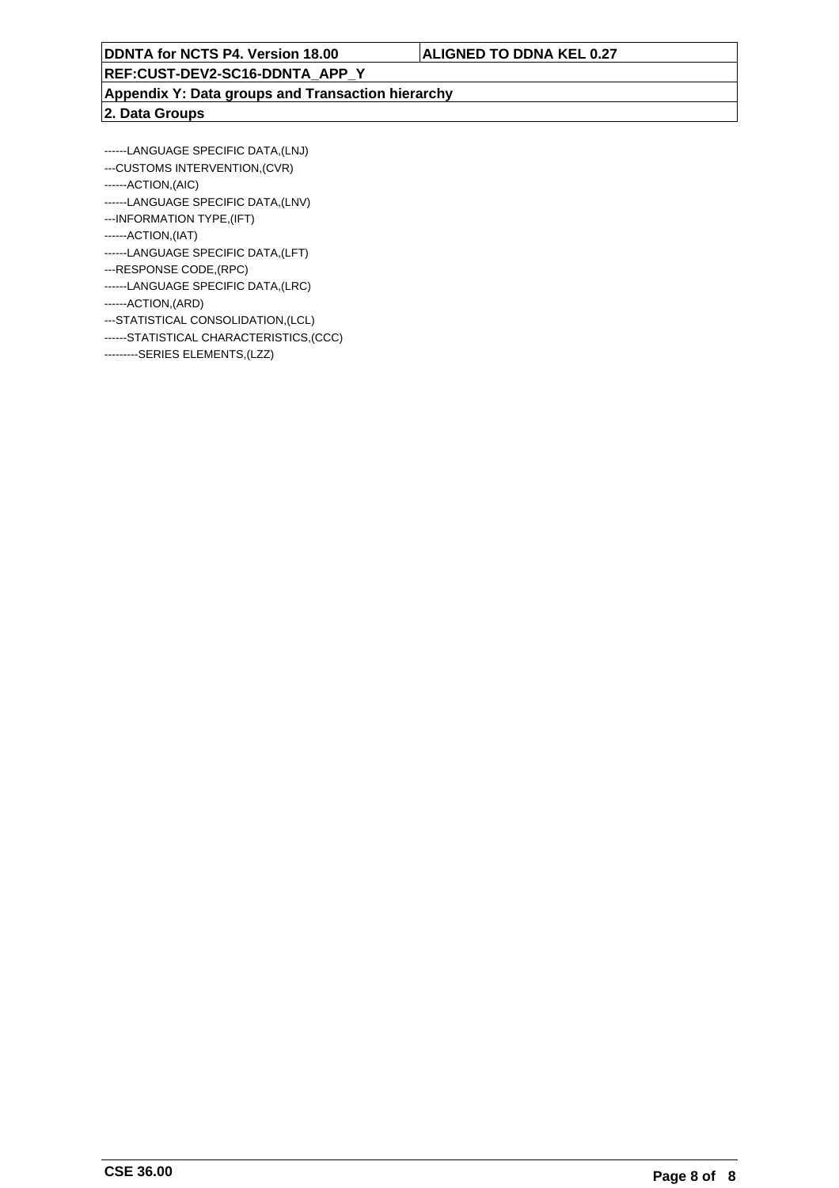------LANGUAGE SPECIFIC DATA,(LNJ)

---CUSTOMS INTERVENTION,(CVR)

------ACTION,(AIC)

------LANGUAGE SPECIFIC DATA,(LNV)

---INFORMATION TYPE,(IFT)

------ACTION,(IAT)

------LANGUAGE SPECIFIC DATA,(LFT)

---RESPONSE CODE,(RPC)

------LANGUAGE SPECIFIC DATA,(LRC)

------ACTION,(ARD)

---STATISTICAL CONSOLIDATION,(LCL)

------STATISTICAL CHARACTERISTICS,(CCC)

---------SERIES ELEMENTS,(LZZ)